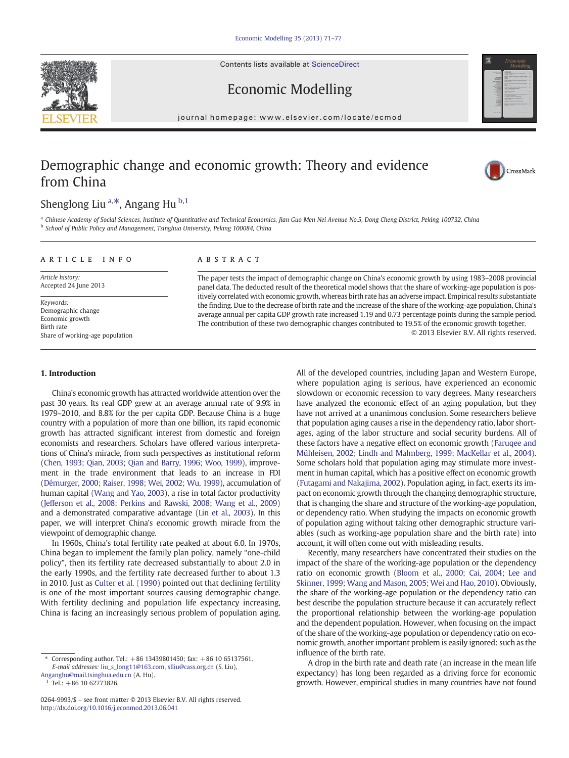Contents lists available at ScienceDirect

# Economic Modelling

journal homepage: www.elsevier.com/locate/ecmod

# Demographic change and economic growth: Theory and evidence from China

Shenglong Liu [a,*], Angang Hu [b,1]

[a] Chinese Academy of Social Sciences, Institute of Quantitative and Technical Economics, Jian Guo Men Nei Avenue No.5, Dong Cheng District, Peking 100732, China
[b] School of Public Policy and Management, Tsinghua University, Peking 100084, China

**ARTICLE INFO**

*Article history:*
Accepted 24 June 2013

*Keywords:*
Demographic change
Economic growth
Birth rate
Share of working-age population

**ABSTRACT**

The paper tests the impact of demographic change on China's economic growth by using 1983–2008 provincial panel data. The deducted result of the theoretical model shows that the share of working-age population is positively correlated with economic growth, whereas birth rate has an adverse impact. Empirical results substantiate the finding. Due to the decrease of birth rate and the increase of the share of the working-age population, China's average annual per capita GDP growth rate increased 1.19 and 0.73 percentage points during the sample period. The contribution of these two demographic changes contributed to 19.5% of the economic growth together.

© 2013 Elsevier B.V. All rights reserved.

## 1. Introduction

China's economic growth has attracted worldwide attention over the past 30 years. Its real GDP grew at an average annual rate of 9.9% in 1979–2010, and 8.8% for the per capita GDP. Because China is a huge country with a population of more than one billion, its rapid economic growth has attracted significant interest from domestic and foreign economists and researchers. Scholars have offered various interpretations of China's miracle, from such perspectives as institutional reform (Chen, 1993; Qian, 2003; Qian and Barry, 1996; Woo, 1999), improvement in the trade environment that leads to an increase in FDI (Démurger, 2000; Raiser, 1998; Wei, 2002; Wu, 1999), accumulation of human capital (Wang and Yao, 2003), a rise in total factor productivity (Jefferson et al., 2008; Perkins and Rawski, 2008; Wang et al., 2009) and a demonstrated comparative advantage (Lin et al., 2003). In this paper, we will interpret China's economic growth miracle from the viewpoint of demographic change.

In 1960s, China's total fertility rate peaked at about 6.0. In 1970s, China began to implement the family plan policy, namely "one-child policy", then its fertility rate decreased substantially to about 2.0 in the early 1990s, and the fertility rate decreased further to about 1.3 in 2010. Just as Culter et al. (1990) pointed out that declining fertility is one of the most important sources causing demographic change. With fertility declining and population life expectancy increasing, China is facing an increasingly serious problem of population aging. All of the developed countries, including Japan and Western Europe, where population aging is serious, have experienced an economic slowdown or economic recession to vary degrees. Many researchers have analyzed the economic effect of an aging population, but they have not arrived at a unanimous conclusion. Some researchers believe that population aging causes a rise in the dependency ratio, labor shortages, aging of the labor structure and social security burdens. All of these factors have a negative effect on economic growth (Faruqee and Mühleisen, 2002; Lindh and Malmberg, 1999; MacKellar et al., 2004). Some scholars hold that population aging may stimulate more investment in human capital, which has a positive effect on economic growth (Futagami and Nakajima, 2002). Population aging, in fact, exerts its impact on economic growth through the changing demographic structure, that is changing the share and structure of the working-age population, or dependency ratio. When studying the impacts on economic growth of population aging without taking other demographic structure variables (such as working-age population share and the birth rate) into account, it will often come out with misleading results.

Recently, many researchers have concentrated their studies on the impact of the share of the working-age population or the dependency ratio on economic growth (Bloom et al., 2000; Cai, 2004; Lee and Skinner, 1999; Wang and Mason, 2005; Wei and Hao, 2010). Obviously, the share of the working-age population or the dependency ratio can best describe the population structure because it can accurately reflect the proportional relationship between the working-age population and the dependent population. However, when focusing on the impact of the share of the working-age population or dependency ratio on economic growth, another important problem is easily ignored: such as the influence of the birth rate.

A drop in the birth rate and death rate (an increase in the mean life expectancy) has long been regarded as a driving force for economic growth. However, empirical studies in many countries have not found

---

\* Corresponding author. Tel.: +86 13439801450; fax: +86 10 65137561.
*E-mail addresses:* liu_s_long11@163.com, slliu@cass.org.cn (S. Liu), Anganghu@mail.tsinghua.edu.cn (A. Hu).
[1] Tel.: +86 10 62773826.

0264-9993/$ – see front matter © 2013 Elsevier B.V. All rights reserved.
http://dx.doi.org/10.1016/j.econmod.2013.06.041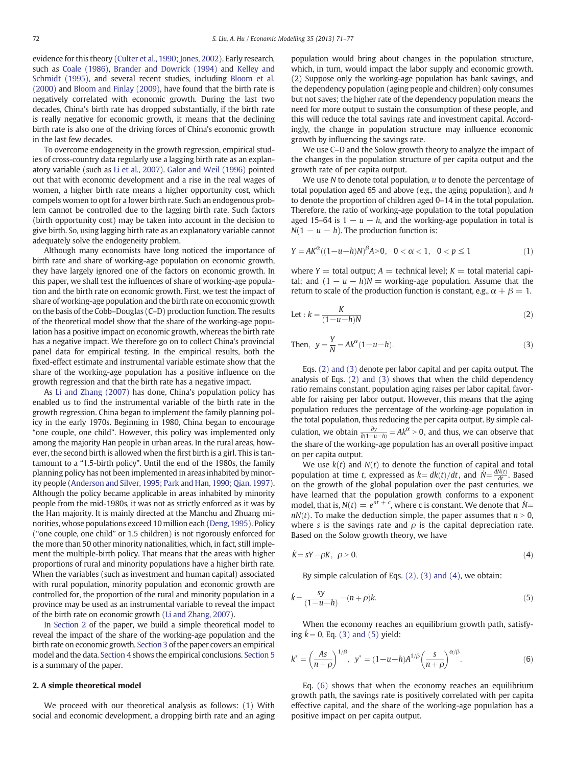evidence for this theory (Culter et al., 1990; Jones, 2002). Early research, such as Coale (1986), Brander and Dowrick (1994) and Kelley and Schmidt (1995), and several recent studies, including Bloom et al. (2000) and Bloom and Finlay (2009), have found that the birth rate is negatively correlated with economic growth. During the last two decades, China's birth rate has dropped substantially, if the birth rate is really negative for economic growth, it means that the declining birth rate is also one of the driving forces of China's economic growth in the last few decades.

To overcome endogeneity in the growth regression, empirical studies of cross-country data regularly use a lagging birth rate as an explanatory variable (such as Li et al., 2007). Galor and Weil (1996) pointed out that with economic development and a rise in the real wages of women, a higher birth rate means a higher opportunity cost, which compels women to opt for a lower birth rate. Such an endogenous problem cannot be controlled due to the lagging birth rate. Such factors (birth opportunity cost) may be taken into account in the decision to give birth. So, using lagging birth rate as an explanatory variable cannot adequately solve the endogeneity problem.

Although many economists have long noticed the importance of birth rate and share of working-age population on economic growth, they have largely ignored one of the factors on economic growth. In this paper, we shall test the influences of share of working-age population and the birth rate on economic growth. First, we test the impact of share of working-age population and the birth rate on economic growth on the basis of the Cobb–Douglas (C–D) production function. The results of the theoretical model show that the share of the working-age population has a positive impact on economic growth, whereas the birth rate has a negative impact. We therefore go on to collect China's provincial panel data for empirical testing. In the empirical results, both the fixed-effect estimate and instrumental variable estimate show that the share of the working-age population has a positive influence on the growth regression and that the birth rate has a negative impact.

As Li and Zhang (2007) has done, China's population policy has enabled us to find the instrumental variable of the birth rate in the growth regression. China began to implement the family planning policy in the early 1970s. Beginning in 1980, China began to encourage "one couple, one child". However, this policy was implemented only among the majority Han people in urban areas. In the rural areas, however, the second birth is allowed when the first birth is a girl. This is tantamount to a "1.5-birth policy". Until the end of the 1980s, the family planning policy has not been implemented in areas inhabited by minority people (Anderson and Silver, 1995; Park and Han, 1990; Qian, 1997). Although the policy became applicable in areas inhabited by minority people from the mid-1980s, it was not as strictly enforced as it was by the Han majority. It is mainly directed at the Manchu and Zhuang minorities, whose populations exceed 10 million each (Deng, 1995). Policy ("one couple, one child" or 1.5 children) is not rigorously enforced for the more than 50 other minority nationalities, which, in fact, still implement the multiple-birth policy. That means that the areas with higher proportions of rural and minority populations have a higher birth rate. When the variables (such as investment and human capital) associated with rural population, minority population and economic growth are controlled for, the proportion of the rural and minority population in a province may be used as an instrumental variable to reveal the impact of the birth rate on economic growth (Li and Zhang, 2007).

In Section 2 of the paper, we build a simple theoretical model to reveal the impact of the share of the working-age population and the birth rate on economic growth. Section 3 of the paper covers an empirical model and the data. Section 4 shows the empirical conclusions. Section 5 is a summary of the paper.

## 2. A simple theoretical model

We proceed with our theoretical analysis as follows: (1) With social and economic development, a dropping birth rate and an aging population would bring about changes in the population structure, which, in turn, would impact the labor supply and economic growth. (2) Suppose only the working-age population has bank savings, and the dependency population (aging people and children) only consumes but not saves; the higher rate of the dependency population means the need for more output to sustain the consumption of these people, and this will reduce the total savings rate and investment capital. Accordingly, the change in population structure may influence economic growth by influencing the savings rate.

We use C–D and the Solow growth theory to analyze the impact of the changes in the population structure of per capita output and the growth rate of per capita output.

We use $N$ to denote total population, $u$ to denote the percentage of total population aged 65 and above (e.g., the aging population), and $h$ to denote the proportion of children aged 0–14 in the total population. Therefore, the ratio of working-age population to the total population aged 15–64 is $1 - u - h$, and the working-age population in total is $N(1 - u - h)$. The production function is:

$$Y = AK^{\alpha}((1{-}u{-}h)N)^{\beta}A{>}0, \quad 0 < \alpha < 1, \quad 0 < p \leq 1 \tag{1}$$

where $Y$ = total output; $A$ = technical level; $K$ = total material capital; and $(1 - u - h)N$ = working-age population. Assume that the return to scale of the production function is constant, e.g., $\alpha + \beta = 1$.

$$\text{Let}: k = \frac{K}{(1{-}u{-}h)N} \tag{2}$$

$$\text{Then,} \quad y = \frac{Y}{N} = Ak^{\alpha}(1{-}u{-}h). \tag{3}$$

Eqs. (2) and (3) denote per labor capital and per capita output. The analysis of Eqs. (2) and (3) shows that when the child dependency ratio remains constant, population aging raises per labor capital, favorable for raising per labor output. However, this means that the aging population reduces the percentage of the working-age population in the total population, thus reducing the per capita output. By simple calculation, we obtain $\frac{\partial y}{\partial(1-u-h)} = Ak^{\alpha} > 0$, and thus, we can observe that the share of the working-age population has an overall positive impact on per capita output.

We use $k(t)$ and $N(t)$ to denote the function of capital and total population at time $t$, expressed as $\dot{k} = dk(t)/dt$, and $\dot{N} = \frac{dN(t)}{dt}$. Based on the growth of the global population over the past centuries, we have learned that the population growth conforms to a exponent model, that is, $N(t) = e^{nt + c}$, where c is constant. We denote that $\dot{N} = nN(t)$. To make the deduction simple, the paper assumes that $n > 0$, where $s$ is the savings rate and $\rho$ is the capital depreciation rate. Based on the Solow growth theory, we have

$$\dot{K} = sY - \rho K, \quad \rho > 0. \tag{4}$$

By simple calculation of Eqs. (2), (3) and (4), we obtain:

$$\dot{k} = \frac{sy}{(1{-}u{-}h)} - (n + \rho)k. \tag{5}$$

When the economy reaches an equilibrium growth path, satisfying $\dot{k} = 0$, Eq. (3) and (5) yield:

$$k^* = \left(\frac{As}{n+\rho}\right)^{1/\beta}, \quad y^* = (1{-}u{-}h)A^{1/\beta}\left(\frac{s}{n+\rho}\right)^{\alpha/\beta}. \tag{6}$$

Eq. (6) shows that when the economy reaches an equilibrium growth path, the savings rate is positively correlated with per capita effective capital, and the share of the working-age population has a positive impact on per capita output.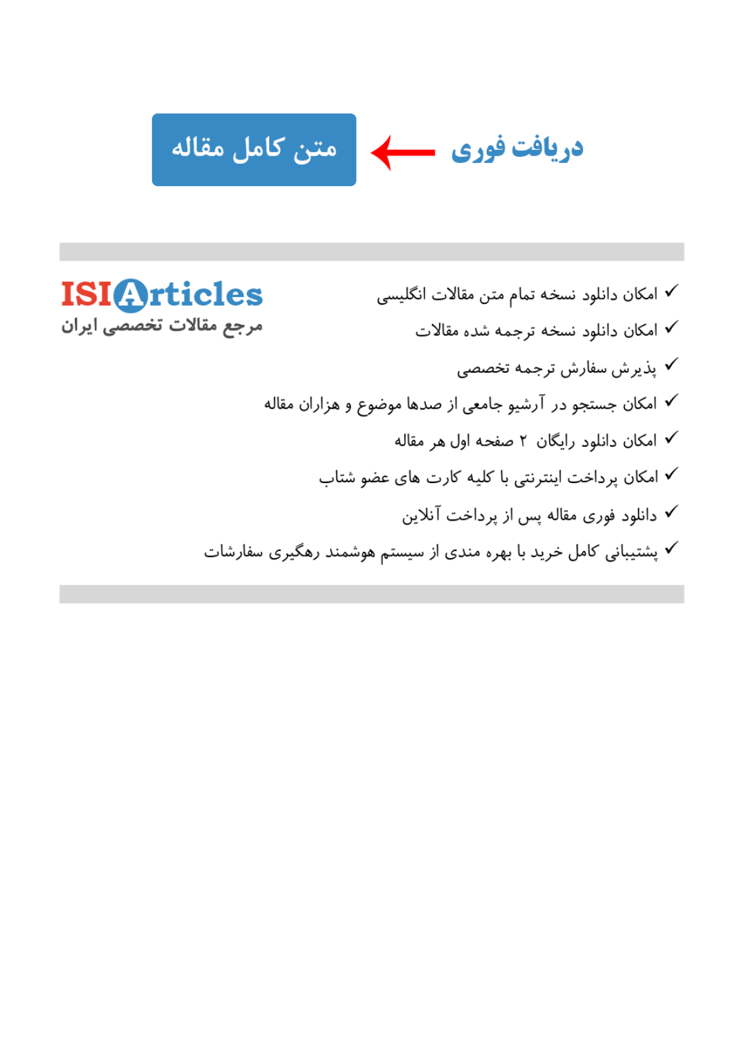دریافت فوری ← **متن کامل مقاله**

**ISIArticles**
مرجع مقالات تخصصی ایران

- ✓ امکان دانلود نسخه تمام متن مقالات انگلیسی
- ✓ امکان دانلود نسخه ترجمه شده مقالات
- ✓ پذیرش سفارش ترجمه تخصصی
- ✓ امکان جستجو در آرشیو جامعی از صدها موضوع و هزاران مقاله
- ✓ امکان دانلود رایگان ۲ صفحه اول هر مقاله
- ✓ امکان پرداخت اینترنتی با کلیه کارت های عضو شتاب
- ✓ دانلود فوری مقاله پس از پرداخت آنلاین
- ✓ پشتیبانی کامل خرید با بهره مندی از سیستم هوشمند رهگیری سفارشات